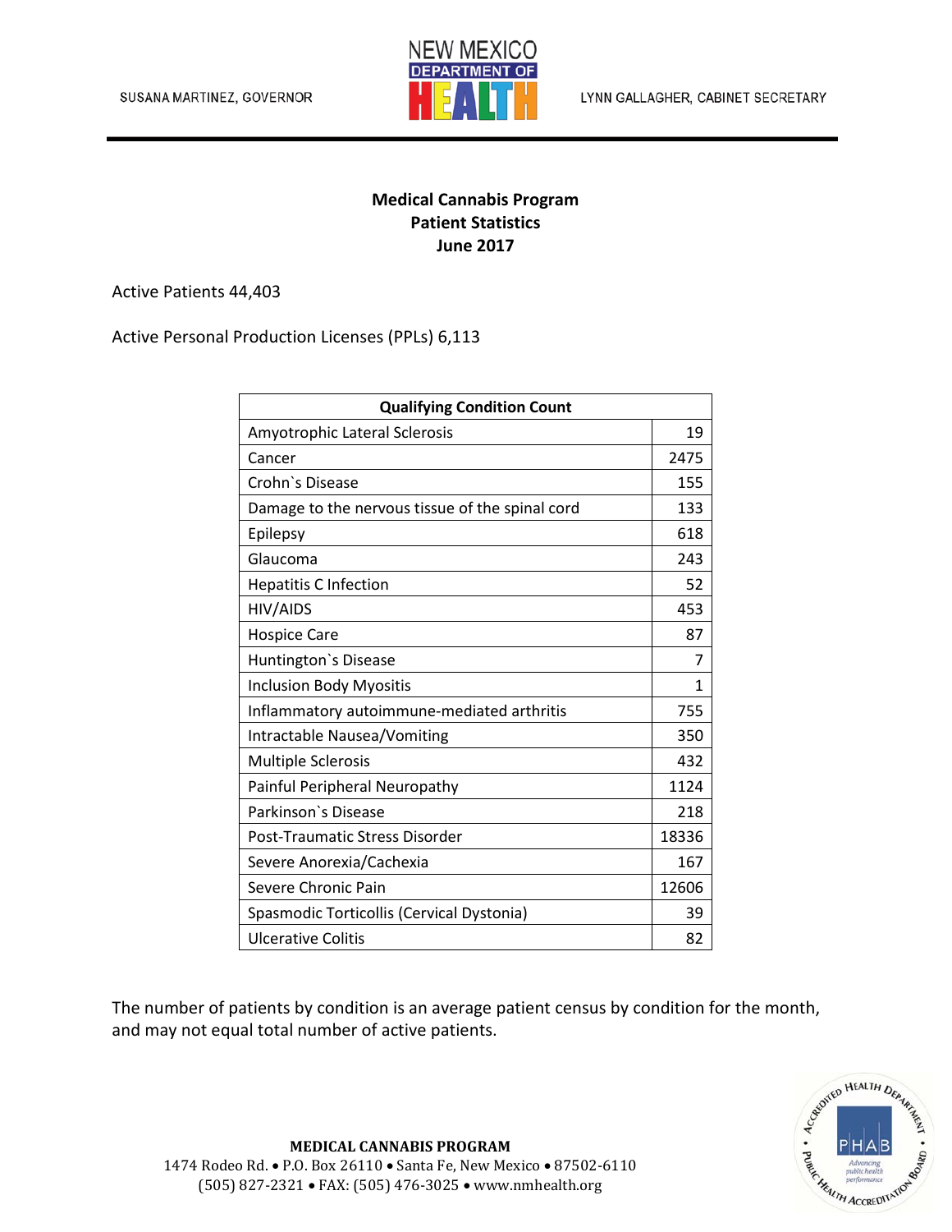SUSANA MARTINEZ, GOVERNOR

NEW MEXICO DEPARTMENT OF HEALTH

LYNN GALLAGHER, CABINET SECRETARY

## Medical Cannabis Program
## Patient Statistics
## June 2017

Active Patients 44,403

Active Personal Production Licenses (PPLs) 6,113

| Qualifying Condition Count | |
|---|---|
| Amyotrophic Lateral Sclerosis | 19 |
| Cancer | 2475 |
| Crohn`s Disease | 155 |
| Damage to the nervous tissue of the spinal cord | 133 |
| Epilepsy | 618 |
| Glaucoma | 243 |
| Hepatitis C Infection | 52 |
| HIV/AIDS | 453 |
| Hospice Care | 87 |
| Huntington`s Disease | 7 |
| Inclusion Body Myositis | 1 |
| Inflammatory autoimmune-mediated arthritis | 755 |
| Intractable Nausea/Vomiting | 350 |
| Multiple Sclerosis | 432 |
| Painful Peripheral Neuropathy | 1124 |
| Parkinson`s Disease | 218 |
| Post-Traumatic Stress Disorder | 18336 |
| Severe Anorexia/Cachexia | 167 |
| Severe Chronic Pain | 12606 |
| Spasmodic Torticollis (Cervical Dystonia) | 39 |
| Ulcerative Colitis | 82 |

The number of patients by condition is an average patient census by condition for the month, and may not equal total number of active patients.

**MEDICAL CANNABIS PROGRAM**
1474 Rodeo Rd. • P.O. Box 26110 • Santa Fe, New Mexico • 87502-6110
(505) 827-2321 • FAX: (505) 476-3025 • www.nmhealth.org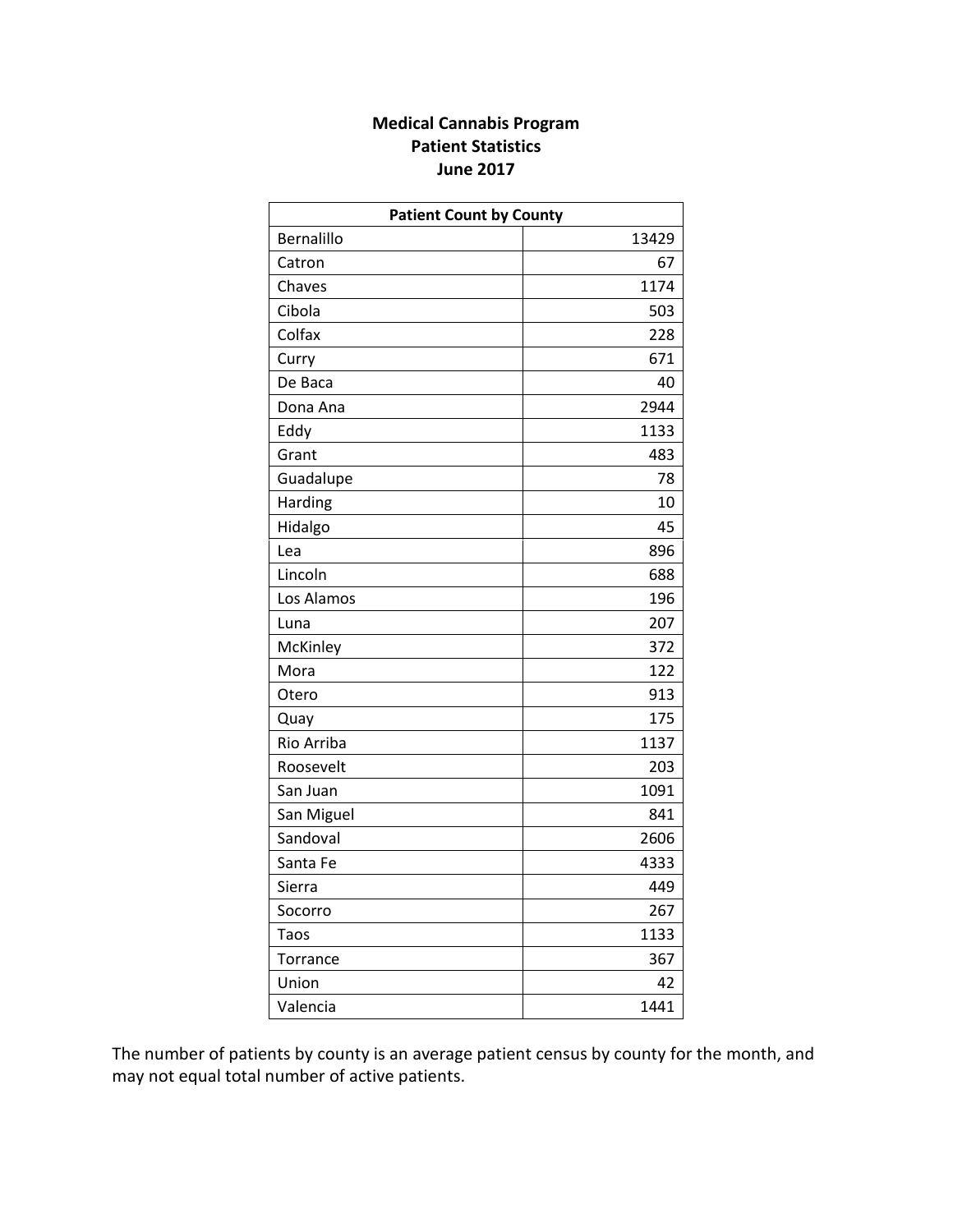**Medical Cannabis Program**
**Patient Statistics**
**June 2017**

| Patient Count by County | |
|---|---|
| Bernalillo | 13429 |
| Catron | 67 |
| Chaves | 1174 |
| Cibola | 503 |
| Colfax | 228 |
| Curry | 671 |
| De Baca | 40 |
| Dona Ana | 2944 |
| Eddy | 1133 |
| Grant | 483 |
| Guadalupe | 78 |
| Harding | 10 |
| Hidalgo | 45 |
| Lea | 896 |
| Lincoln | 688 |
| Los Alamos | 196 |
| Luna | 207 |
| McKinley | 372 |
| Mora | 122 |
| Otero | 913 |
| Quay | 175 |
| Rio Arriba | 1137 |
| Roosevelt | 203 |
| San Juan | 1091 |
| San Miguel | 841 |
| Sandoval | 2606 |
| Santa Fe | 4333 |
| Sierra | 449 |
| Socorro | 267 |
| Taos | 1133 |
| Torrance | 367 |
| Union | 42 |
| Valencia | 1441 |

The number of patients by county is an average patient census by county for the month, and may not equal total number of active patients.